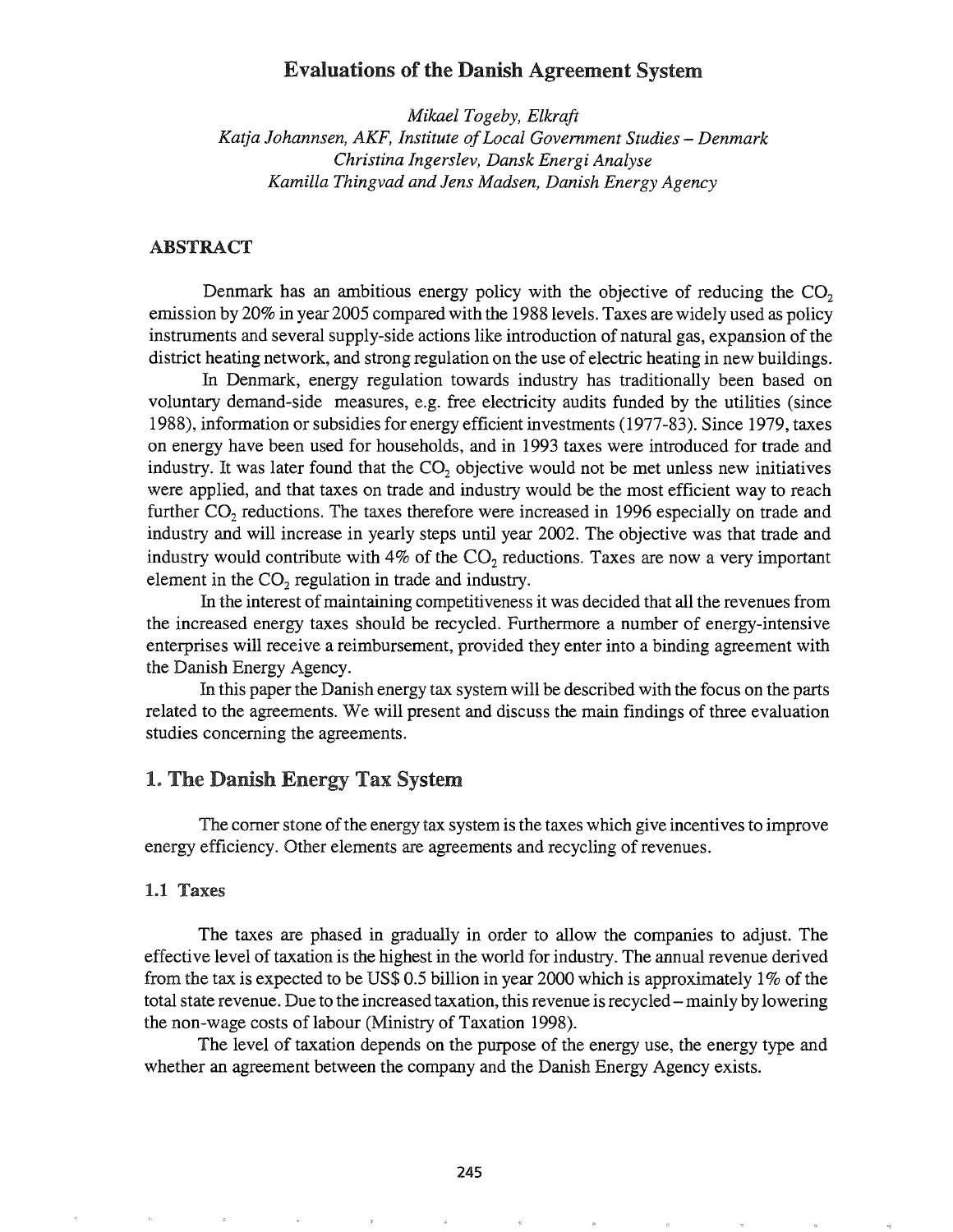# Evaluations of the Danish Agreement System

*Mikael Togeby, Elkraft*
*Katja Johannsen, AKF, Institute of Local Government Studies – Denmark*
*Christina Ingerslev, Dansk Energi Analyse*
*Kamilla Thingvad and Jens Madsen, Danish Energy Agency*

## ABSTRACT

Denmark has an ambitious energy policy with the objective of reducing the $CO_2$ emission by 20% in year 2005 compared with the 1988 levels. Taxes are widely used as policy instruments and several supply-side actions like introduction of natural gas, expansion of the district heating network, and strong regulation on the use of electric heating in new buildings.

In Denmark, energy regulation towards industry has traditionally been based on voluntary demand-side measures, e.g. free electricity audits funded by the utilities (since 1988), information or subsidies for energy efficient investments (1977-83). Since 1979, taxes on energy have been used for households, and in 1993 taxes were introduced for trade and industry. It was later found that the $CO_2$ objective would not be met unless new initiatives were applied, and that taxes on trade and industry would be the most efficient way to reach further $CO_2$ reductions. The taxes therefore were increased in 1996 especially on trade and industry and will increase in yearly steps until year 2002. The objective was that trade and industry would contribute with 4% of the $CO_2$ reductions. Taxes are now a very important element in the $CO_2$ regulation in trade and industry.

In the interest of maintaining competitiveness it was decided that all the revenues from the increased energy taxes should be recycled. Furthermore a number of energy-intensive enterprises will receive a reimbursement, provided they enter into a binding agreement with the Danish Energy Agency.

In this paper the Danish energy tax system will be described with the focus on the parts related to the agreements. We will present and discuss the main findings of three evaluation studies concerning the agreements.

## 1. The Danish Energy Tax System

The corner stone of the energy tax system is the taxes which give incentives to improve energy efficiency. Other elements are agreements and recycling of revenues.

### 1.1 Taxes

The taxes are phased in gradually in order to allow the companies to adjust. The effective level of taxation is the highest in the world for industry. The annual revenue derived from the tax is expected to be US$ 0.5 billion in year 2000 which is approximately 1% of the total state revenue. Due to the increased taxation, this revenue is recycled – mainly by lowering the non-wage costs of labour (Ministry of Taxation 1998).

The level of taxation depends on the purpose of the energy use, the energy type and whether an agreement between the company and the Danish Energy Agency exists.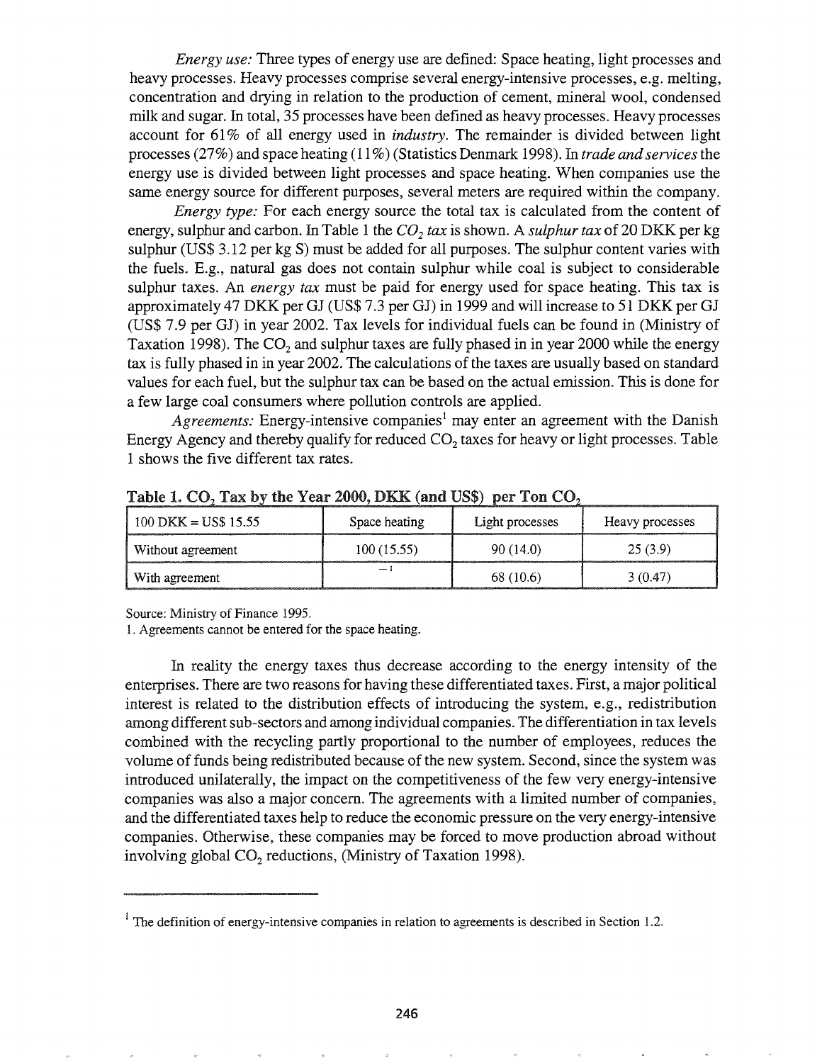*Energy use:* Three types of energy use are defined: Space heating, light processes and heavy processes. Heavy processes comprise several energy-intensive processes, e.g. melting, concentration and drying in relation to the production of cement, mineral wool, condensed milk and sugar. In total, 35 processes have been defined as heavy processes. Heavy processes account for 61% of all energy used in *industry*. The remainder is divided between light processes (27%) and space heating (11%) (Statistics Denmark 1998). In *trade and services* the energy use is divided between light processes and space heating. When companies use the same energy source for different purposes, several meters are required within the company.

*Energy type:* For each energy source the total tax is calculated from the content of energy, sulphur and carbon. In Table 1 the *$CO_2$ tax* is shown. A *sulphur tax* of 20 DKK per kg sulphur (US$ 3.12 per kg S) must be added for all purposes. The sulphur content varies with the fuels. E.g., natural gas does not contain sulphur while coal is subject to considerable sulphur taxes. An *energy tax* must be paid for energy used for space heating. This tax is approximately 47 DKK per GJ (US$ 7.3 per GJ) in 1999 and will increase to 51 DKK per GJ (US$ 7.9 per GJ) in year 2002. Tax levels for individual fuels can be found in (Ministry of Taxation 1998). The $CO_2$ and sulphur taxes are fully phased in in year 2000 while the energy tax is fully phased in in year 2002. The calculations of the taxes are usually based on standard values for each fuel, but the sulphur tax can be based on the actual emission. This is done for a few large coal consumers where pollution controls are applied.

*Agreements:* Energy-intensive companies[1] may enter an agreement with the Danish Energy Agency and thereby qualify for reduced $CO_2$ taxes for heavy or light processes. Table 1 shows the five different tax rates.

**Table 1. $CO_2$ Tax by the Year 2000, DKK (and US$) per Ton $CO_2$**

| 100 DKK = US$ 15.55 | Space heating | Light processes | Heavy processes |
|---|---|---|---|
| Without agreement | 100 (15.55) | 90 (14.0) | 25 (3.9) |
| With agreement | –[1] | 68 (10.6) | 3 (0.47) |

Source: Ministry of Finance 1995.
1. Agreements cannot be entered for the space heating.

In reality the energy taxes thus decrease according to the energy intensity of the enterprises. There are two reasons for having these differentiated taxes. First, a major political interest is related to the distribution effects of introducing the system, e.g., redistribution among different sub-sectors and among individual companies. The differentiation in tax levels combined with the recycling partly proportional to the number of employees, reduces the volume of funds being redistributed because of the new system. Second, since the system was introduced unilaterally, the impact on the competitiveness of the few very energy-intensive companies was also a major concern. The agreements with a limited number of companies, and the differentiated taxes help to reduce the economic pressure on the very energy-intensive companies. Otherwise, these companies may be forced to move production abroad without involving global $CO_2$ reductions, (Ministry of Taxation 1998).

[1] The definition of energy-intensive companies in relation to agreements is described in Section 1.2.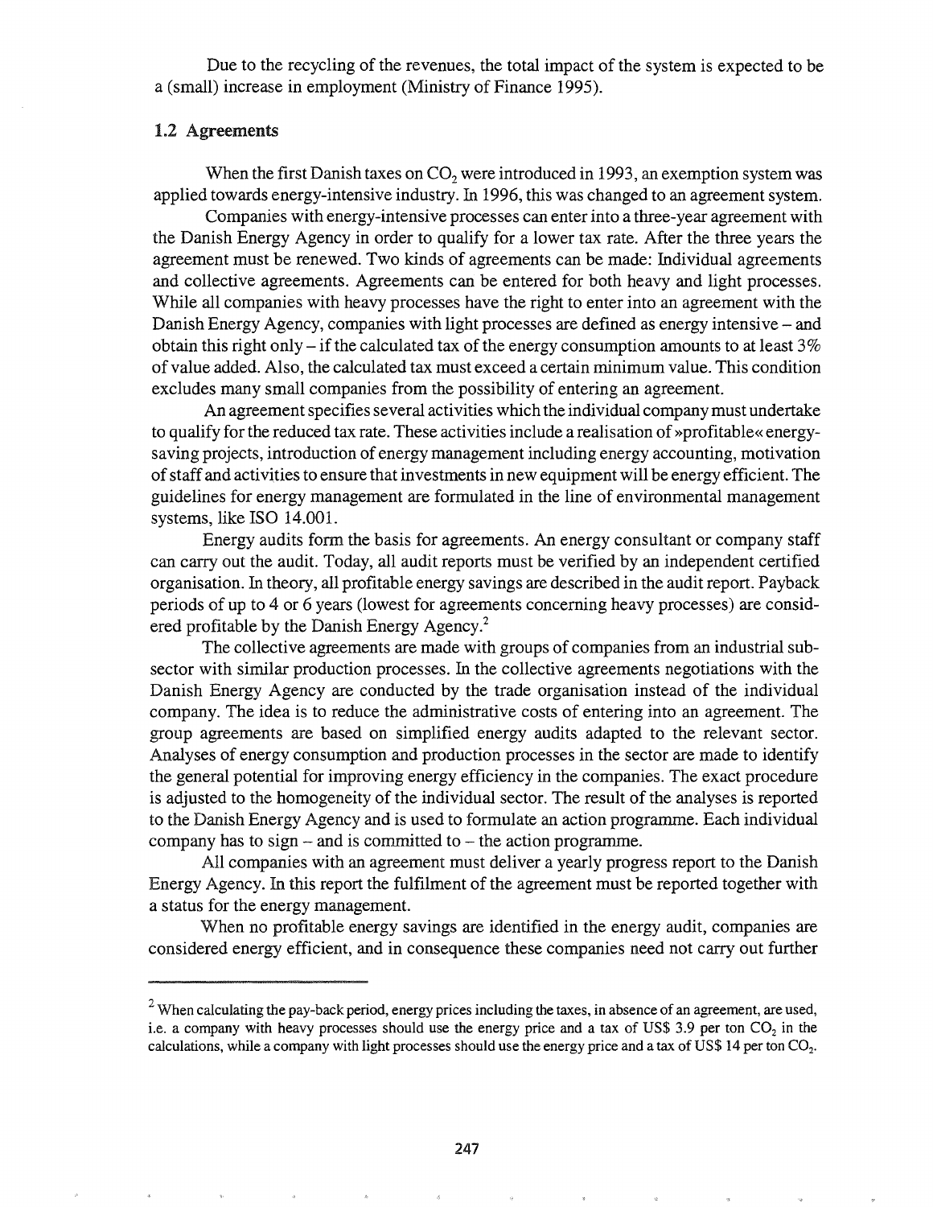Due to the recycling of the revenues, the total impact of the system is expected to be a (small) increase in employment (Ministry of Finance 1995).

### 1.2 Agreements

When the first Danish taxes on $CO_2$ were introduced in 1993, an exemption system was applied towards energy-intensive industry. In 1996, this was changed to an agreement system.

Companies with energy-intensive processes can enter into a three-year agreement with the Danish Energy Agency in order to qualify for a lower tax rate. After the three years the agreement must be renewed. Two kinds of agreements can be made: Individual agreements and collective agreements. Agreements can be entered for both heavy and light processes. While all companies with heavy processes have the right to enter into an agreement with the Danish Energy Agency, companies with light processes are defined as energy intensive – and obtain this right only – if the calculated tax of the energy consumption amounts to at least 3% of value added. Also, the calculated tax must exceed a certain minimum value. This condition excludes many small companies from the possibility of entering an agreement.

An agreement specifies several activities which the individual company must undertake to qualify for the reduced tax rate. These activities include a realisation of »profitable« energy-saving projects, introduction of energy management including energy accounting, motivation of staff and activities to ensure that investments in new equipment will be energy efficient. The guidelines for energy management are formulated in the line of environmental management systems, like ISO 14.001.

Energy audits form the basis for agreements. An energy consultant or company staff can carry out the audit. Today, all audit reports must be verified by an independent certified organisation. In theory, all profitable energy savings are described in the audit report. Payback periods of up to 4 or 6 years (lowest for agreements concerning heavy processes) are considered profitable by the Danish Energy Agency.[2]

The collective agreements are made with groups of companies from an industrial subsector with similar production processes. In the collective agreements negotiations with the Danish Energy Agency are conducted by the trade organisation instead of the individual company. The idea is to reduce the administrative costs of entering into an agreement. The group agreements are based on simplified energy audits adapted to the relevant sector. Analyses of energy consumption and production processes in the sector are made to identify the general potential for improving energy efficiency in the companies. The exact procedure is adjusted to the homogeneity of the individual sector. The result of the analyses is reported to the Danish Energy Agency and is used to formulate an action programme. Each individual company has to sign – and is committed to – the action programme.

All companies with an agreement must deliver a yearly progress report to the Danish Energy Agency. In this report the fulfilment of the agreement must be reported together with a status for the energy management.

When no profitable energy savings are identified in the energy audit, companies are considered energy efficient, and in consequence these companies need not carry out further

---

[2] When calculating the pay-back period, energy prices including the taxes, in absence of an agreement, are used, i.e. a company with heavy processes should use the energy price and a tax of US$ 3.9 per ton $CO_2$ in the calculations, while a company with light processes should use the energy price and a tax of US$ 14 per ton $CO_2$.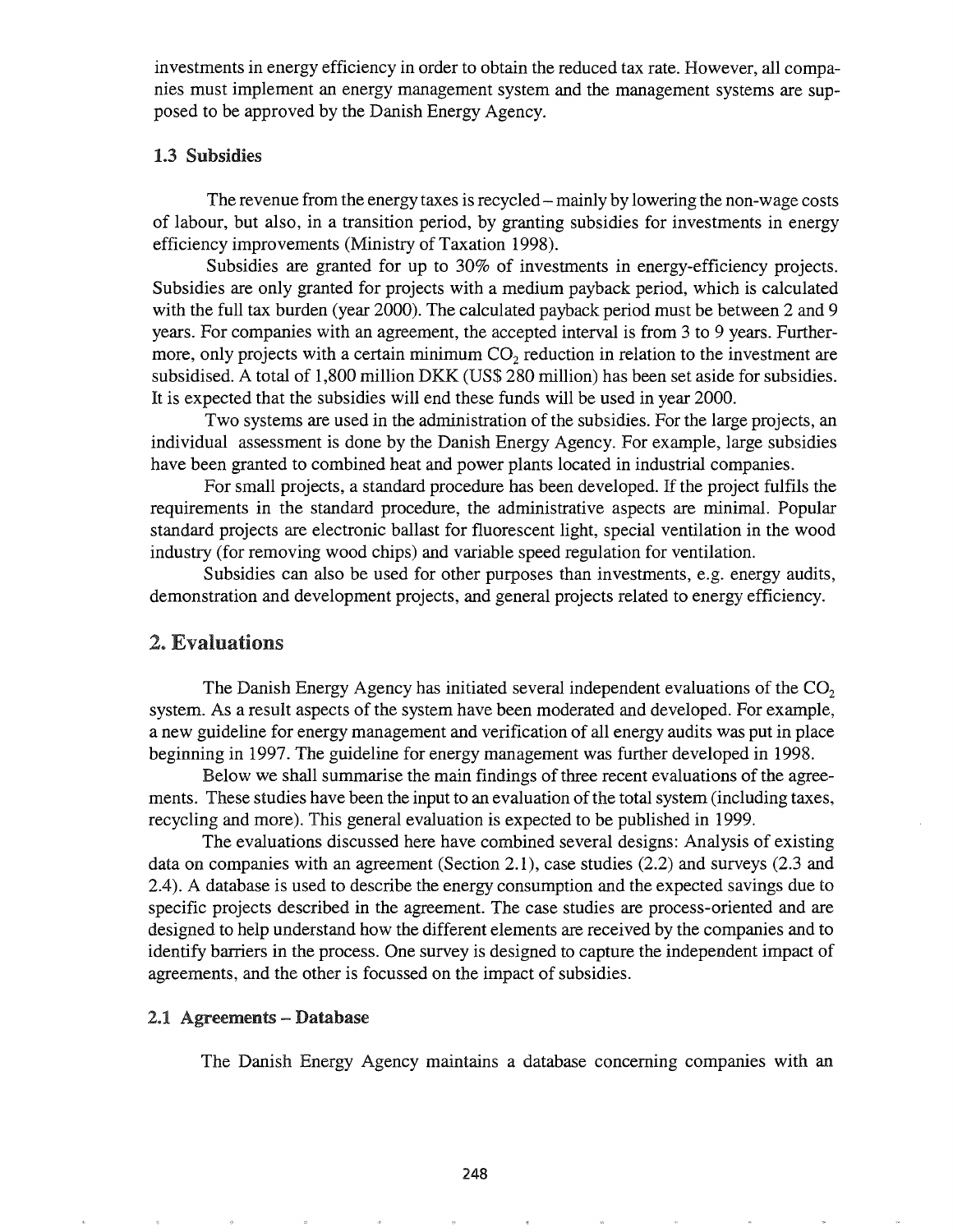investments in energy efficiency in order to obtain the reduced tax rate. However, all companies must implement an energy management system and the management systems are supposed to be approved by the Danish Energy Agency.

### 1.3 Subsidies

The revenue from the energy taxes is recycled – mainly by lowering the non-wage costs of labour, but also, in a transition period, by granting subsidies for investments in energy efficiency improvements (Ministry of Taxation 1998).

Subsidies are granted for up to 30% of investments in energy-efficiency projects. Subsidies are only granted for projects with a medium payback period, which is calculated with the full tax burden (year 2000). The calculated payback period must be between 2 and 9 years. For companies with an agreement, the accepted interval is from 3 to 9 years. Furthermore, only projects with a certain minimum $CO_2$ reduction in relation to the investment are subsidised. A total of 1,800 million DKK (US$ 280 million) has been set aside for subsidies. It is expected that the subsidies will end these funds will be used in year 2000.

Two systems are used in the administration of the subsidies. For the large projects, an individual assessment is done by the Danish Energy Agency. For example, large subsidies have been granted to combined heat and power plants located in industrial companies.

For small projects, a standard procedure has been developed. If the project fulfils the requirements in the standard procedure, the administrative aspects are minimal. Popular standard projects are electronic ballast for fluorescent light, special ventilation in the wood industry (for removing wood chips) and variable speed regulation for ventilation.

Subsidies can also be used for other purposes than investments, e.g. energy audits, demonstration and development projects, and general projects related to energy efficiency.

## 2. Evaluations

The Danish Energy Agency has initiated several independent evaluations of the $CO_2$ system. As a result aspects of the system have been moderated and developed. For example, a new guideline for energy management and verification of all energy audits was put in place beginning in 1997. The guideline for energy management was further developed in 1998.

Below we shall summarise the main findings of three recent evaluations of the agreements. These studies have been the input to an evaluation of the total system (including taxes, recycling and more). This general evaluation is expected to be published in 1999.

The evaluations discussed here have combined several designs: Analysis of existing data on companies with an agreement (Section 2.1), case studies (2.2) and surveys (2.3 and 2.4). A database is used to describe the energy consumption and the expected savings due to specific projects described in the agreement. The case studies are process-oriented and are designed to help understand how the different elements are received by the companies and to identify barriers in the process. One survey is designed to capture the independent impact of agreements, and the other is focussed on the impact of subsidies.

### 2.1 Agreements – Database

The Danish Energy Agency maintains a database concerning companies with an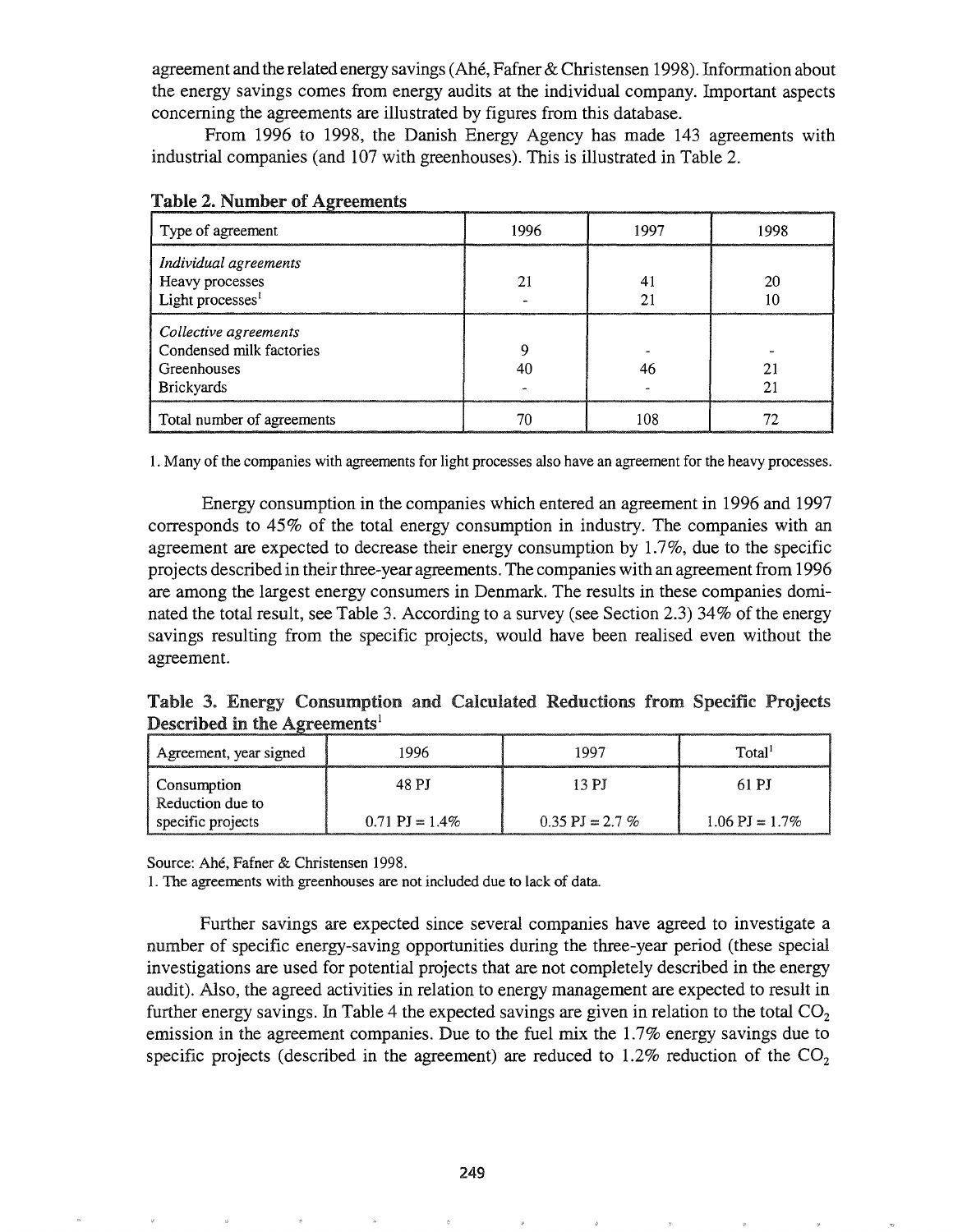agreement and the related energy savings (Ahé, Fafner & Christensen 1998). Information about the energy savings comes from energy audits at the individual company. Important aspects concerning the agreements are illustrated by figures from this database.

From 1996 to 1998, the Danish Energy Agency has made 143 agreements with industrial companies (and 107 with greenhouses). This is illustrated in Table 2.

**Table 2. Number of Agreements**

| Type of agreement | 1996 | 1997 | 1998 |
|---|---|---|---|
| *Individual agreements* | | | |
| Heavy processes | 21 | 41 | 20 |
| Light processes[1] | - | 21 | 10 |
| *Collective agreements* | | | |
| Condensed milk factories | 9 | - | - |
| Greenhouses | 40 | 46 | 21 |
| Brickyards | - | - | 21 |
| Total number of agreements | 70 | 108 | 72 |

1. Many of the companies with agreements for light processes also have an agreement for the heavy processes.

Energy consumption in the companies which entered an agreement in 1996 and 1997 corresponds to 45% of the total energy consumption in industry. The companies with an agreement are expected to decrease their energy consumption by 1.7%, due to the specific projects described in their three-year agreements. The companies with an agreement from 1996 are among the largest energy consumers in Denmark. The results in these companies dominated the total result, see Table 3. According to a survey (see Section 2.3) 34% of the energy savings resulting from the specific projects, would have been realised even without the agreement.

**Table 3. Energy Consumption and Calculated Reductions from Specific Projects Described in the Agreements[1]**

| Agreement, year signed | 1996 | 1997 | Total[1] |
|---|---|---|---|
| Consumption | 48 PJ | 13 PJ | 61 PJ |
| Reduction due to specific projects | 0.71 PJ = 1.4% | 0.35 PJ = 2.7 % | 1.06 PJ = 1.7% |

Source: Ahé, Fafner & Christensen 1998.

1. The agreements with greenhouses are not included due to lack of data.

Further savings are expected since several companies have agreed to investigate a number of specific energy-saving opportunities during the three-year period (these special investigations are used for potential projects that are not completely described in the energy audit). Also, the agreed activities in relation to energy management are expected to result in further energy savings. In Table 4 the expected savings are given in relation to the total $CO_2$ emission in the agreement companies. Due to the fuel mix the 1.7% energy savings due to specific projects (described in the agreement) are reduced to 1.2% reduction of the $CO_2$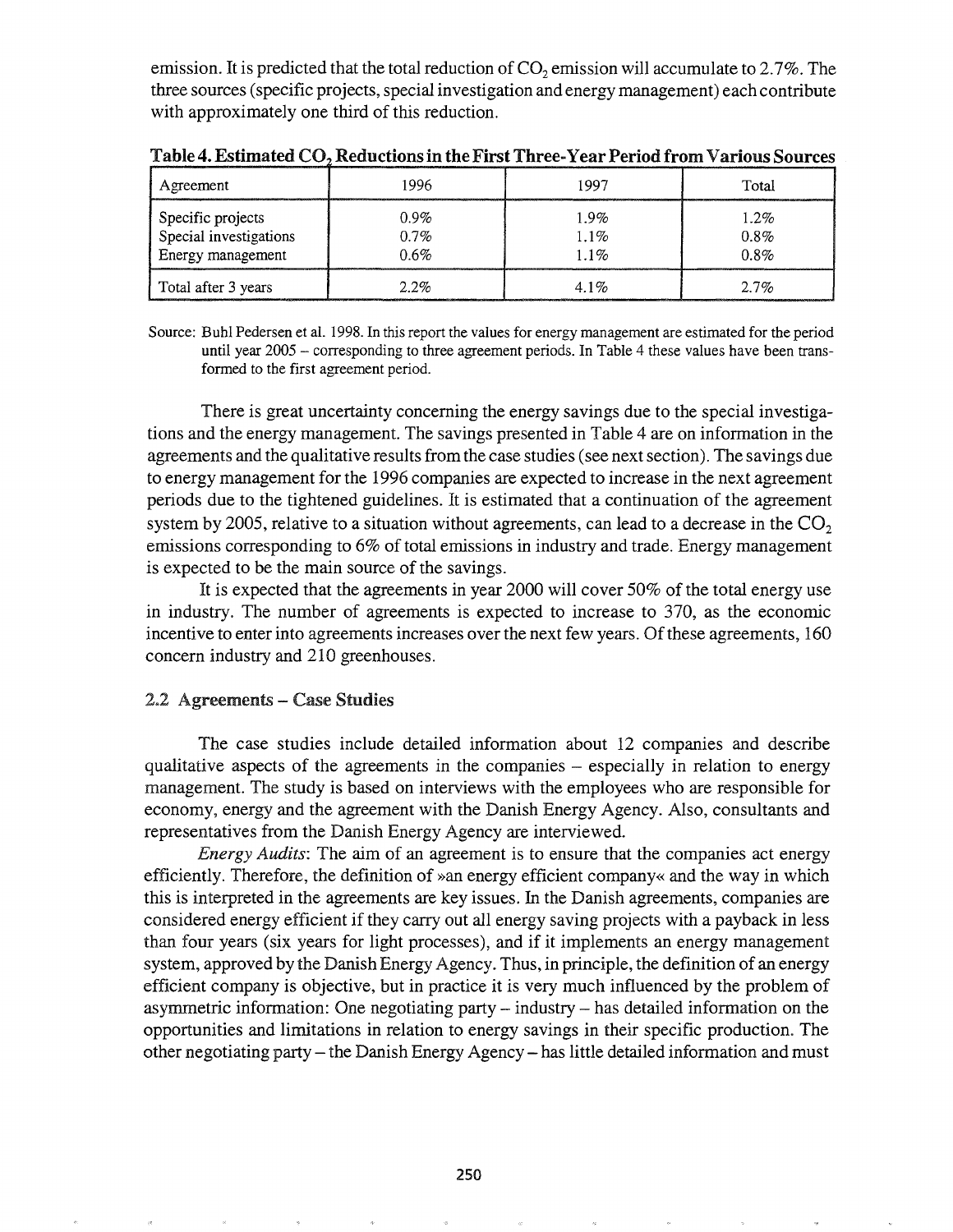emission. It is predicted that the total reduction of $CO_2$ emission will accumulate to 2.7%. The three sources (specific projects, special investigation and energy management) each contribute with approximately one third of this reduction.

**Table 4. Estimated $CO_2$ Reductions in the First Three-Year Period from Various Sources**

| Agreement | 1996 | 1997 | Total |
|---|---|---|---|
| Specific projects | 0.9% | 1.9% | 1.2% |
| Special investigations | 0.7% | 1.1% | 0.8% |
| Energy management | 0.6% | 1.1% | 0.8% |
| Total after 3 years | 2.2% | 4.1% | 2.7% |

Source: Buhl Pedersen et al. 1998. In this report the values for energy management are estimated for the period until year 2005 – corresponding to three agreement periods. In Table 4 these values have been transformed to the first agreement period.

There is great uncertainty concerning the energy savings due to the special investigations and the energy management. The savings presented in Table 4 are on information in the agreements and the qualitative results from the case studies (see next section). The savings due to energy management for the 1996 companies are expected to increase in the next agreement periods due to the tightened guidelines. It is estimated that a continuation of the agreement system by 2005, relative to a situation without agreements, can lead to a decrease in the $CO_2$ emissions corresponding to 6% of total emissions in industry and trade. Energy management is expected to be the main source of the savings.

It is expected that the agreements in year 2000 will cover 50% of the total energy use in industry. The number of agreements is expected to increase to 370, as the economic incentive to enter into agreements increases over the next few years. Of these agreements, 160 concern industry and 210 greenhouses.

## 2.2 Agreements – Case Studies

The case studies include detailed information about 12 companies and describe qualitative aspects of the agreements in the companies – especially in relation to energy management. The study is based on interviews with the employees who are responsible for economy, energy and the agreement with the Danish Energy Agency. Also, consultants and representatives from the Danish Energy Agency are interviewed.

*Energy Audits*: The aim of an agreement is to ensure that the companies act energy efficiently. Therefore, the definition of »an energy efficient company« and the way in which this is interpreted in the agreements are key issues. In the Danish agreements, companies are considered energy efficient if they carry out all energy saving projects with a payback in less than four years (six years for light processes), and if it implements an energy management system, approved by the Danish Energy Agency. Thus, in principle, the definition of an energy efficient company is objective, but in practice it is very much influenced by the problem of asymmetric information: One negotiating party – industry – has detailed information on the opportunities and limitations in relation to energy savings in their specific production. The other negotiating party – the Danish Energy Agency – has little detailed information and must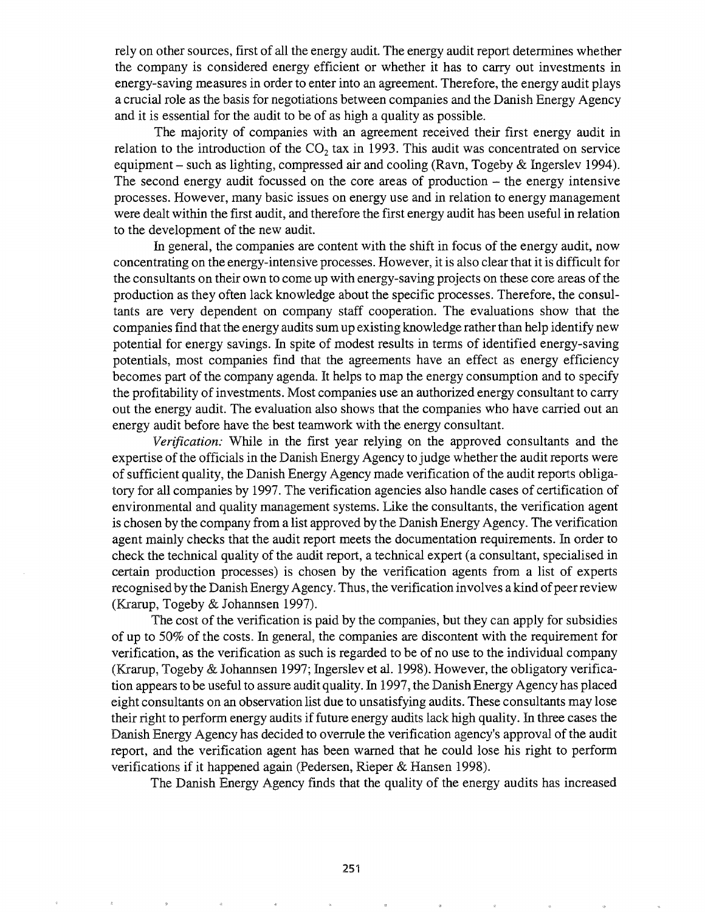rely on other sources, first of all the energy audit. The energy audit report determines whether the company is considered energy efficient or whether it has to carry out investments in energy-saving measures in order to enter into an agreement. Therefore, the energy audit plays a crucial role as the basis for negotiations between companies and the Danish Energy Agency and it is essential for the audit to be of as high a quality as possible.

The majority of companies with an agreement received their first energy audit in relation to the introduction of the $CO_2$ tax in 1993. This audit was concentrated on service equipment – such as lighting, compressed air and cooling (Ravn, Togeby & Ingerslev 1994). The second energy audit focussed on the core areas of production – the energy intensive processes. However, many basic issues on energy use and in relation to energy management were dealt within the first audit, and therefore the first energy audit has been useful in relation to the development of the new audit.

In general, the companies are content with the shift in focus of the energy audit, now concentrating on the energy-intensive processes. However, it is also clear that it is difficult for the consultants on their own to come up with energy-saving projects on these core areas of the production as they often lack knowledge about the specific processes. Therefore, the consultants are very dependent on company staff cooperation. The evaluations show that the companies find that the energy audits sum up existing knowledge rather than help identify new potential for energy savings. In spite of modest results in terms of identified energy-saving potentials, most companies find that the agreements have an effect as energy efficiency becomes part of the company agenda. It helps to map the energy consumption and to specify the profitability of investments. Most companies use an authorized energy consultant to carry out the energy audit. The evaluation also shows that the companies who have carried out an energy audit before have the best teamwork with the energy consultant.

*Verification:* While in the first year relying on the approved consultants and the expertise of the officials in the Danish Energy Agency to judge whether the audit reports were of sufficient quality, the Danish Energy Agency made verification of the audit reports obligatory for all companies by 1997. The verification agencies also handle cases of certification of environmental and quality management systems. Like the consultants, the verification agent is chosen by the company from a list approved by the Danish Energy Agency. The verification agent mainly checks that the audit report meets the documentation requirements. In order to check the technical quality of the audit report, a technical expert (a consultant, specialised in certain production processes) is chosen by the verification agents from a list of experts recognised by the Danish Energy Agency. Thus, the verification involves a kind of peer review (Krarup, Togeby & Johannsen 1997).

The cost of the verification is paid by the companies, but they can apply for subsidies of up to 50% of the costs. In general, the companies are discontent with the requirement for verification, as the verification as such is regarded to be of no use to the individual company (Krarup, Togeby & Johannsen 1997; Ingerslev et al. 1998). However, the obligatory verification appears to be useful to assure audit quality. In 1997, the Danish Energy Agency has placed eight consultants on an observation list due to unsatisfying audits. These consultants may lose their right to perform energy audits if future energy audits lack high quality. In three cases the Danish Energy Agency has decided to overrule the verification agency's approval of the audit report, and the verification agent has been warned that he could lose his right to perform verifications if it happened again (Pedersen, Rieper & Hansen 1998).

The Danish Energy Agency finds that the quality of the energy audits has increased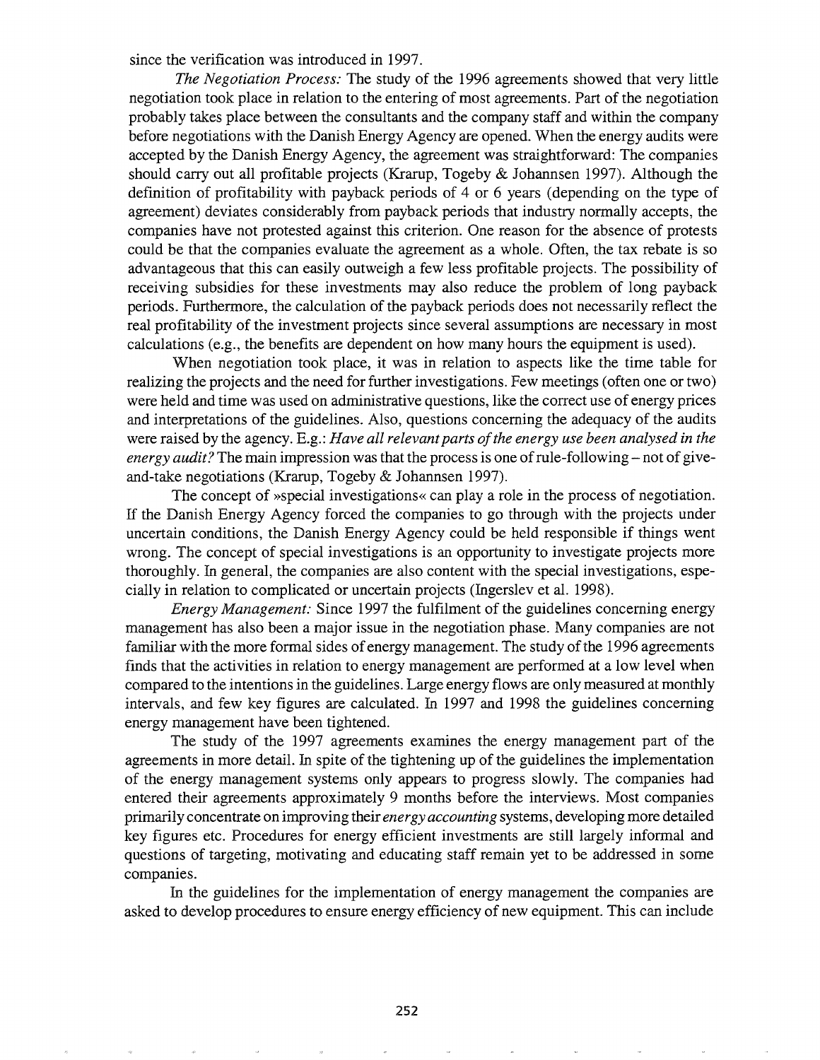since the verification was introduced in 1997.

*The Negotiation Process:* The study of the 1996 agreements showed that very little negotiation took place in relation to the entering of most agreements. Part of the negotiation probably takes place between the consultants and the company staff and within the company before negotiations with the Danish Energy Agency are opened. When the energy audits were accepted by the Danish Energy Agency, the agreement was straightforward: The companies should carry out all profitable projects (Krarup, Togeby & Johannsen 1997). Although the definition of profitability with payback periods of 4 or 6 years (depending on the type of agreement) deviates considerably from payback periods that industry normally accepts, the companies have not protested against this criterion. One reason for the absence of protests could be that the companies evaluate the agreement as a whole. Often, the tax rebate is so advantageous that this can easily outweigh a few less profitable projects. The possibility of receiving subsidies for these investments may also reduce the problem of long payback periods. Furthermore, the calculation of the payback periods does not necessarily reflect the real profitability of the investment projects since several assumptions are necessary in most calculations (e.g., the benefits are dependent on how many hours the equipment is used).

When negotiation took place, it was in relation to aspects like the time table for realizing the projects and the need for further investigations. Few meetings (often one or two) were held and time was used on administrative questions, like the correct use of energy prices and interpretations of the guidelines. Also, questions concerning the adequacy of the audits were raised by the agency. E.g.: *Have all relevant parts of the energy use been analysed in the energy audit?* The main impression was that the process is one of rule-following – not of give-and-take negotiations (Krarup, Togeby & Johannsen 1997).

The concept of »special investigations« can play a role in the process of negotiation. If the Danish Energy Agency forced the companies to go through with the projects under uncertain conditions, the Danish Energy Agency could be held responsible if things went wrong. The concept of special investigations is an opportunity to investigate projects more thoroughly. In general, the companies are also content with the special investigations, especially in relation to complicated or uncertain projects (Ingerslev et al. 1998).

*Energy Management:* Since 1997 the fulfilment of the guidelines concerning energy management has also been a major issue in the negotiation phase. Many companies are not familiar with the more formal sides of energy management. The study of the 1996 agreements finds that the activities in relation to energy management are performed at a low level when compared to the intentions in the guidelines. Large energy flows are only measured at monthly intervals, and few key figures are calculated. In 1997 and 1998 the guidelines concerning energy management have been tightened.

The study of the 1997 agreements examines the energy management part of the agreements in more detail. In spite of the tightening up of the guidelines the implementation of the energy management systems only appears to progress slowly. The companies had entered their agreements approximately 9 months before the interviews. Most companies primarily concentrate on improving their *energy accounting* systems, developing more detailed key figures etc. Procedures for energy efficient investments are still largely informal and questions of targeting, motivating and educating staff remain yet to be addressed in some companies.

In the guidelines for the implementation of energy management the companies are asked to develop procedures to ensure energy efficiency of new equipment. This can include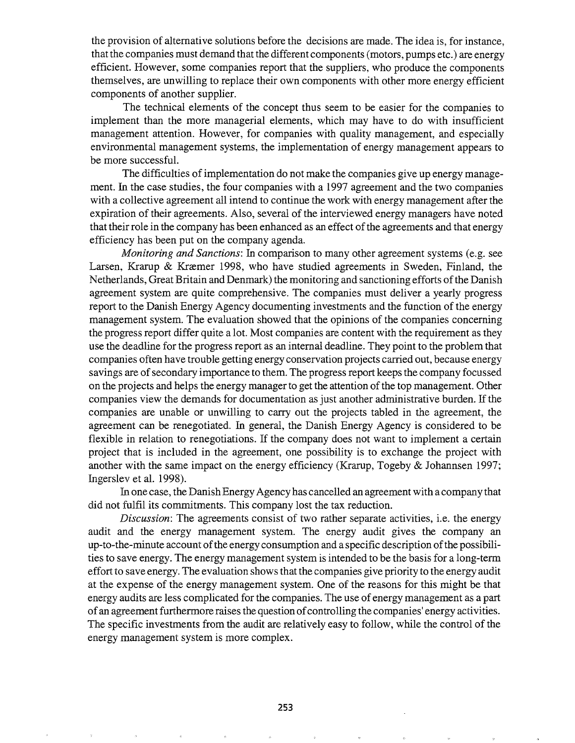the provision of alternative solutions before the decisions are made. The idea is, for instance, that the companies must demand that the different components (motors, pumps etc.) are energy efficient. However, some companies report that the suppliers, who produce the components themselves, are unwilling to replace their own components with other more energy efficient components of another supplier.

The technical elements of the concept thus seem to be easier for the companies to implement than the more managerial elements, which may have to do with insufficient management attention. However, for companies with quality management, and especially environmental management systems, the implementation of energy management appears to be more successful.

The difficulties of implementation do not make the companies give up energy management. In the case studies, the four companies with a 1997 agreement and the two companies with a collective agreement all intend to continue the work with energy management after the expiration of their agreements. Also, several of the interviewed energy managers have noted that their role in the company has been enhanced as an effect of the agreements and that energy efficiency has been put on the company agenda.

*Monitoring and Sanctions*: In comparison to many other agreement systems (e.g. see Larsen, Krarup & Kræmer 1998, who have studied agreements in Sweden, Finland, the Netherlands, Great Britain and Denmark) the monitoring and sanctioning efforts of the Danish agreement system are quite comprehensive. The companies must deliver a yearly progress report to the Danish Energy Agency documenting investments and the function of the energy management system. The evaluation showed that the opinions of the companies concerning the progress report differ quite a lot. Most companies are content with the requirement as they use the deadline for the progress report as an internal deadline. They point to the problem that companies often have trouble getting energy conservation projects carried out, because energy savings are of secondary importance to them. The progress report keeps the company focussed on the projects and helps the energy manager to get the attention of the top management. Other companies view the demands for documentation as just another administrative burden. If the companies are unable or unwilling to carry out the projects tabled in the agreement, the agreement can be renegotiated. In general, the Danish Energy Agency is considered to be flexible in relation to renegotiations. If the company does not want to implement a certain project that is included in the agreement, one possibility is to exchange the project with another with the same impact on the energy efficiency (Krarup, Togeby & Johannsen 1997; Ingerslev et al. 1998).

In one case, the Danish Energy Agency has cancelled an agreement with a company that did not fulfil its commitments. This company lost the tax reduction.

*Discussion*: The agreements consist of two rather separate activities, i.e. the energy audit and the energy management system. The energy audit gives the company an up-to-the-minute account of the energy consumption and a specific description of the possibilities to save energy. The energy management system is intended to be the basis for a long-term effort to save energy. The evaluation shows that the companies give priority to the energy audit at the expense of the energy management system. One of the reasons for this might be that energy audits are less complicated for the companies. The use of energy management as a part of an agreement furthermore raises the question of controlling the companies' energy activities. The specific investments from the audit are relatively easy to follow, while the control of the energy management system is more complex.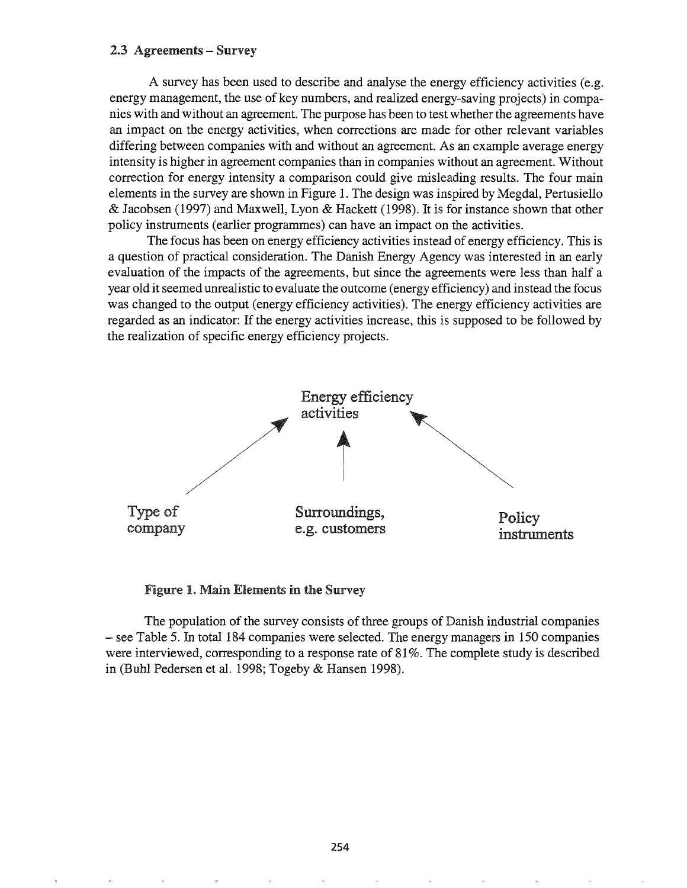### 2.3 Agreements – Survey

A survey has been used to describe and analyse the energy efficiency activities (e.g. energy management, the use of key numbers, and realized energy-saving projects) in companies with and without an agreement. The purpose has been to test whether the agreements have an impact on the energy activities, when corrections are made for other relevant variables differing between companies with and without an agreement. As an example average energy intensity is higher in agreement companies than in companies without an agreement. Without correction for energy intensity a comparison could give misleading results. The four main elements in the survey are shown in Figure 1. The design was inspired by Megdal, Pertusiello & Jacobsen (1997) and Maxwell, Lyon & Hackett (1998). It is for instance shown that other policy instruments (earlier programmes) can have an impact on the activities.

The focus has been on energy efficiency activities instead of energy efficiency. This is a question of practical consideration. The Danish Energy Agency was interested in an early evaluation of the impacts of the agreements, but since the agreements were less than half a year old it seemed unrealistic to evaluate the outcome (energy efficiency) and instead the focus was changed to the output (energy efficiency activities). The energy efficiency activities are regarded as an indicator: If the energy activities increase, this is supposed to be followed by the realization of specific energy efficiency projects.

Energy efficiency activities

Type of company | Surroundings, e.g. customers | Policy instruments

**Figure 1. Main Elements in the Survey**

The population of the survey consists of three groups of Danish industrial companies – see Table 5. In total 184 companies were selected. The energy managers in 150 companies were interviewed, corresponding to a response rate of 81%. The complete study is described in (Buhl Pedersen et al. 1998; Togeby & Hansen 1998).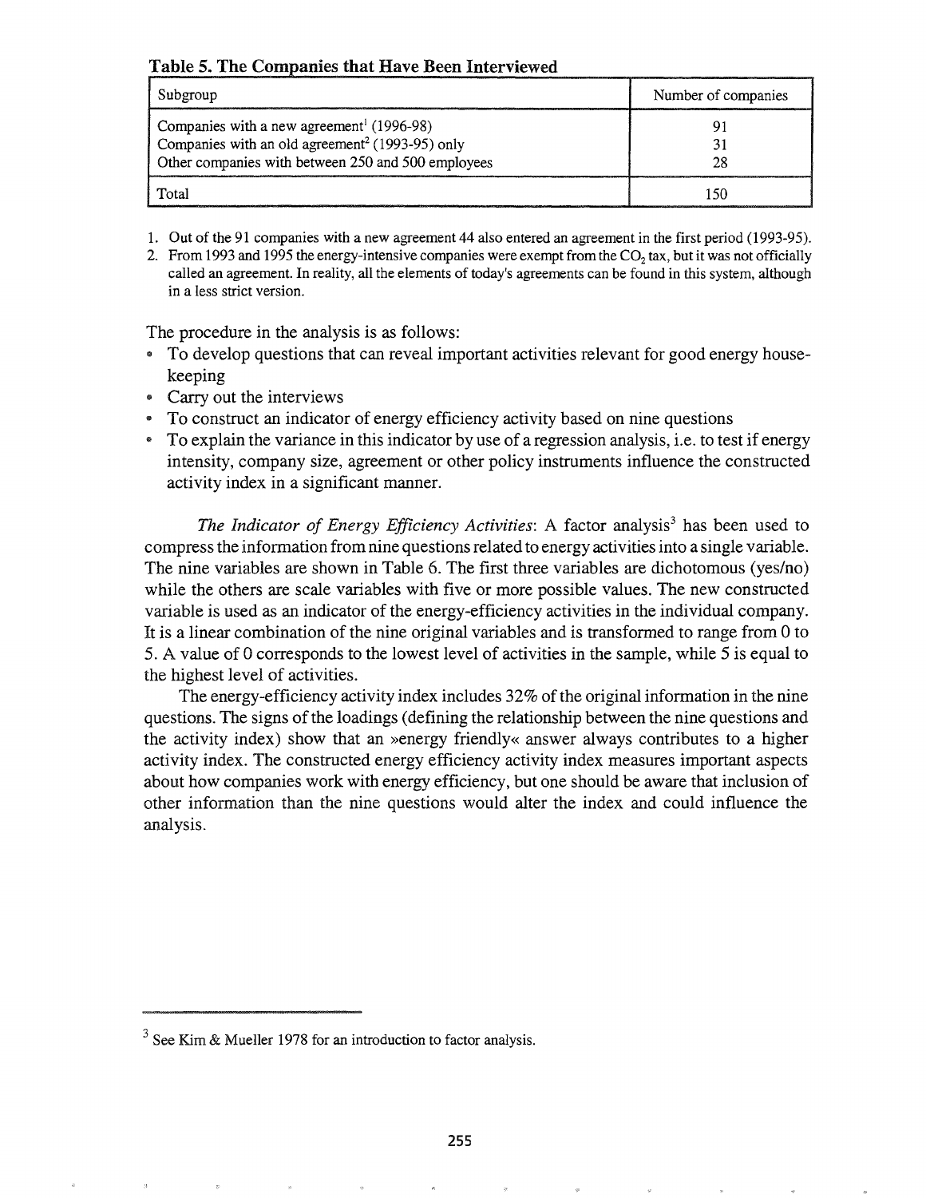**Table 5. The Companies that Have Been Interviewed**

| Subgroup | Number of companies |
|---|---|
| Companies with a new agreement[1] (1996-98) | 91 |
| Companies with an old agreement[2] (1993-95) only | 31 |
| Other companies with between 250 and 500 employees | 28 |
| Total | 150 |

1. Out of the 91 companies with a new agreement 44 also entered an agreement in the first period (1993-95).
2. From 1993 and 1995 the energy-intensive companies were exempt from the $CO_2$ tax, but it was not officially called an agreement. In reality, all the elements of today's agreements can be found in this system, although in a less strict version.

The procedure in the analysis is as follows:

- To develop questions that can reveal important activities relevant for good energy housekeeping
- Carry out the interviews
- To construct an indicator of energy efficiency activity based on nine questions
- To explain the variance in this indicator by use of a regression analysis, i.e. to test if energy intensity, company size, agreement or other policy instruments influence the constructed activity index in a significant manner.

*The Indicator of Energy Efficiency Activities*: A factor analysis[3] has been used to compress the information from nine questions related to energy activities into a single variable. The nine variables are shown in Table 6. The first three variables are dichotomous (yes/no) while the others are scale variables with five or more possible values. The new constructed variable is used as an indicator of the energy-efficiency activities in the individual company. It is a linear combination of the nine original variables and is transformed to range from 0 to 5. A value of 0 corresponds to the lowest level of activities in the sample, while 5 is equal to the highest level of activities.

The energy-efficiency activity index includes 32% of the original information in the nine questions. The signs of the loadings (defining the relationship between the nine questions and the activity index) show that an »energy friendly« answer always contributes to a higher activity index. The constructed energy efficiency activity index measures important aspects about how companies work with energy efficiency, but one should be aware that inclusion of other information than the nine questions would alter the index and could influence the analysis.

---

3. See Kim & Mueller 1978 for an introduction to factor analysis.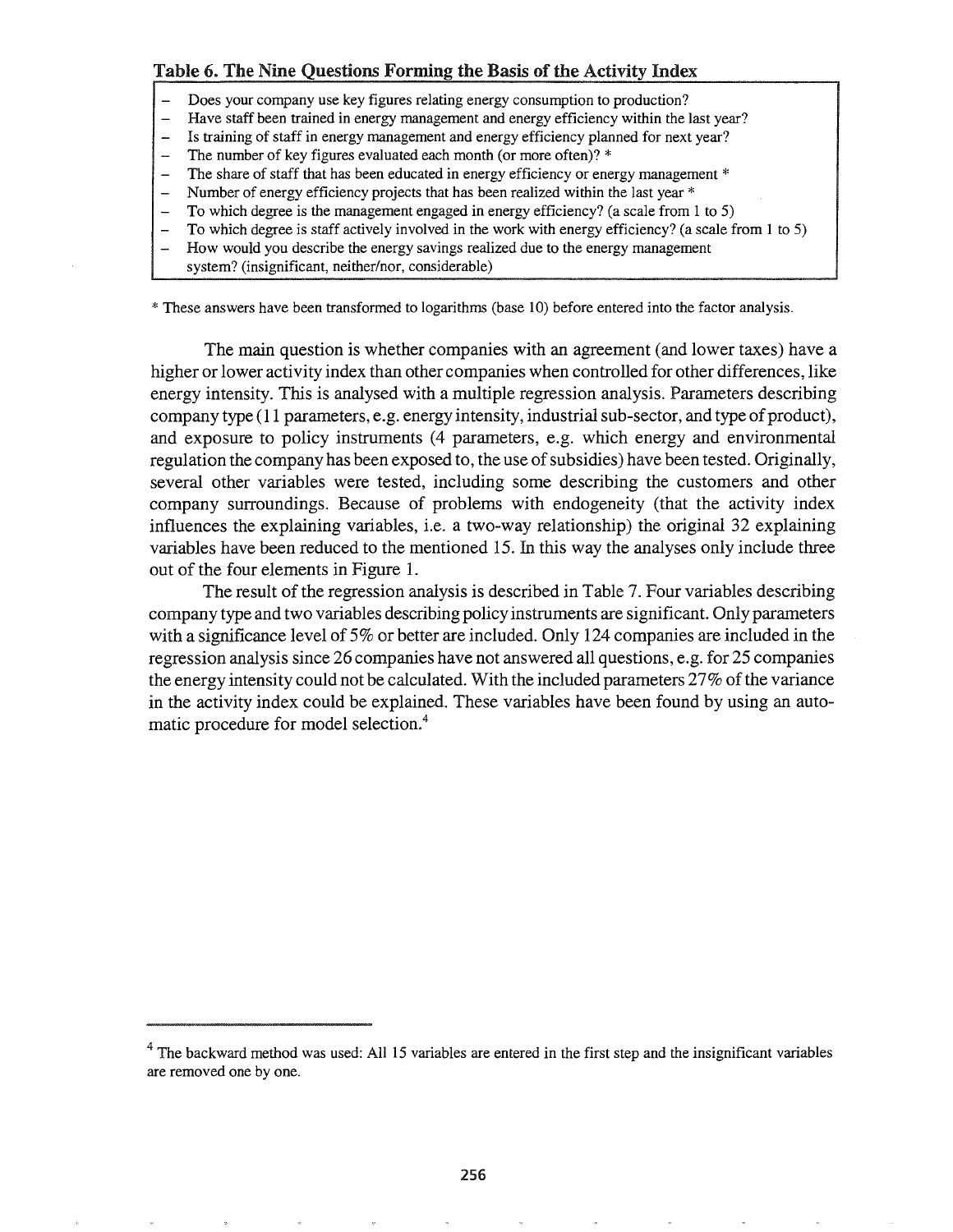**Table 6. The Nine Questions Forming the Basis of the Activity Index**

- Does your company use key figures relating energy consumption to production?
- Have staff been trained in energy management and energy efficiency within the last year?
- Is training of staff in energy management and energy efficiency planned for next year?
- The number of key figures evaluated each month (or more often)? *
- The share of staff that has been educated in energy efficiency or energy management *
- Number of energy efficiency projects that has been realized within the last year *
- To which degree is the management engaged in energy efficiency? (a scale from 1 to 5)
- To which degree is staff actively involved in the work with energy efficiency? (a scale from 1 to 5)
- How would you describe the energy savings realized due to the energy management system? (insignificant, neither/nor, considerable)

* These answers have been transformed to logarithms (base 10) before entered into the factor analysis.

The main question is whether companies with an agreement (and lower taxes) have a higher or lower activity index than other companies when controlled for other differences, like energy intensity. This is analysed with a multiple regression analysis. Parameters describing company type (11 parameters, e.g. energy intensity, industrial sub-sector, and type of product), and exposure to policy instruments (4 parameters, e.g. which energy and environmental regulation the company has been exposed to, the use of subsidies) have been tested. Originally, several other variables were tested, including some describing the customers and other company surroundings. Because of problems with endogeneity (that the activity index influences the explaining variables, i.e. a two-way relationship) the original 32 explaining variables have been reduced to the mentioned 15. In this way the analyses only include three out of the four elements in Figure 1.

The result of the regression analysis is described in Table 7. Four variables describing company type and two variables describing policy instruments are significant. Only parameters with a significance level of 5% or better are included. Only 124 companies are included in the regression analysis since 26 companies have not answered all questions, e.g. for 25 companies the energy intensity could not be calculated. With the included parameters 27% of the variance in the activity index could be explained. These variables have been found by using an automatic procedure for model selection.[4]

[4] The backward method was used: All 15 variables are entered in the first step and the insignificant variables are removed one by one.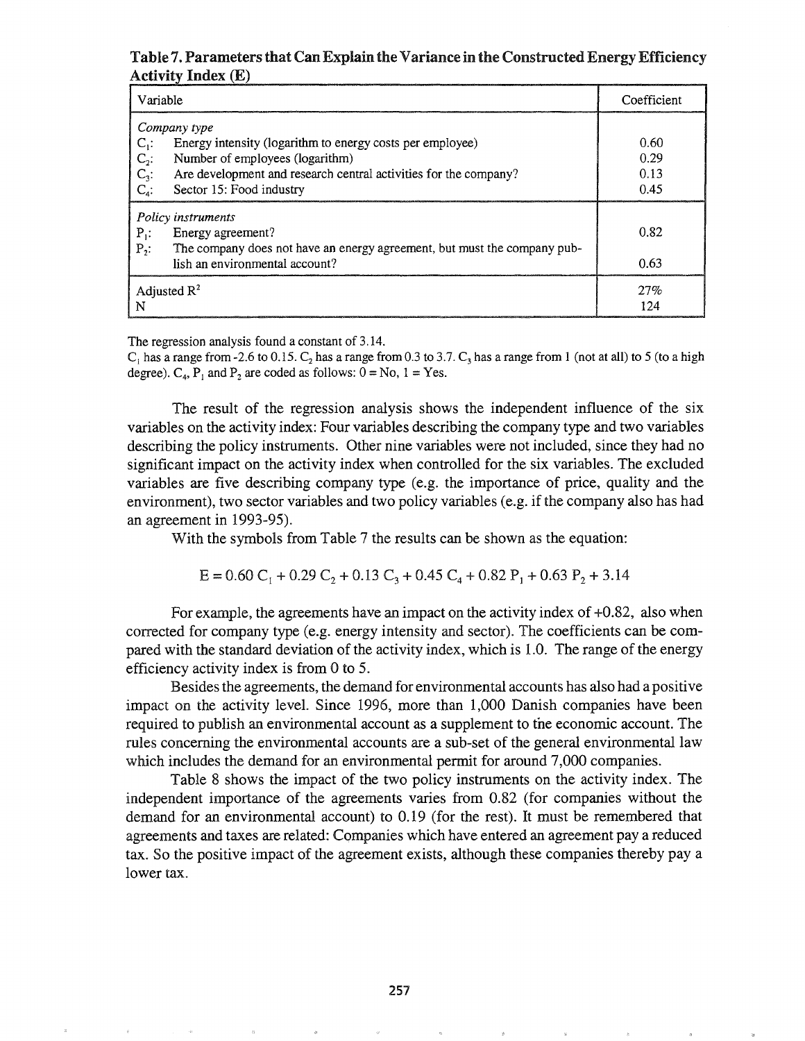**Table 7. Parameters that Can Explain the Variance in the Constructed Energy Efficiency Activity Index (E)**

| Variable | Coefficient |
|---|---|
| *Company type* | |
| $C_1$: Energy intensity (logarithm to energy costs per employee) | 0.60 |
| $C_2$: Number of employees (logarithm) | 0.29 |
| $C_3$: Are development and research central activities for the company? | 0.13 |
| $C_4$: Sector 15: Food industry | 0.45 |
| *Policy instruments* | |
| $P_1$: Energy agreement? | 0.82 |
| $P_2$: The company does not have an energy agreement, but must the company publish an environmental account? | 0.63 |
| Adjusted $R^2$ | 27% |
| N | 124 |

The regression analysis found a constant of 3.14.

$C_1$ has a range from -2.6 to 0.15. $C_2$ has a range from 0.3 to 3.7. $C_3$ has a range from 1 (not at all) to 5 (to a high degree). $C_4$, $P_1$ and $P_2$ are coded as follows: 0 = No, 1 = Yes.

The result of the regression analysis shows the independent influence of the six variables on the activity index: Four variables describing the company type and two variables describing the policy instruments. Other nine variables were not included, since they had no significant impact on the activity index when controlled for the six variables. The excluded variables are five describing company type (e.g. the importance of price, quality and the environment), two sector variables and two policy variables (e.g. if the company also has had an agreement in 1993-95).

With the symbols from Table 7 the results can be shown as the equation:

$$E = 0.60\ C_1 + 0.29\ C_2 + 0.13\ C_3 + 0.45\ C_4 + 0.82\ P_1 + 0.63\ P_2 + 3.14$$

For example, the agreements have an impact on the activity index of +0.82, also when corrected for company type (e.g. energy intensity and sector). The coefficients can be compared with the standard deviation of the activity index, which is 1.0. The range of the energy efficiency activity index is from 0 to 5.

Besides the agreements, the demand for environmental accounts has also had a positive impact on the activity level. Since 1996, more than 1,000 Danish companies have been required to publish an environmental account as a supplement to the economic account. The rules concerning the environmental accounts are a sub-set of the general environmental law which includes the demand for an environmental permit for around 7,000 companies.

Table 8 shows the impact of the two policy instruments on the activity index. The independent importance of the agreements varies from 0.82 (for companies without the demand for an environmental account) to 0.19 (for the rest). It must be remembered that agreements and taxes are related: Companies which have entered an agreement pay a reduced tax. So the positive impact of the agreement exists, although these companies thereby pay a lower tax.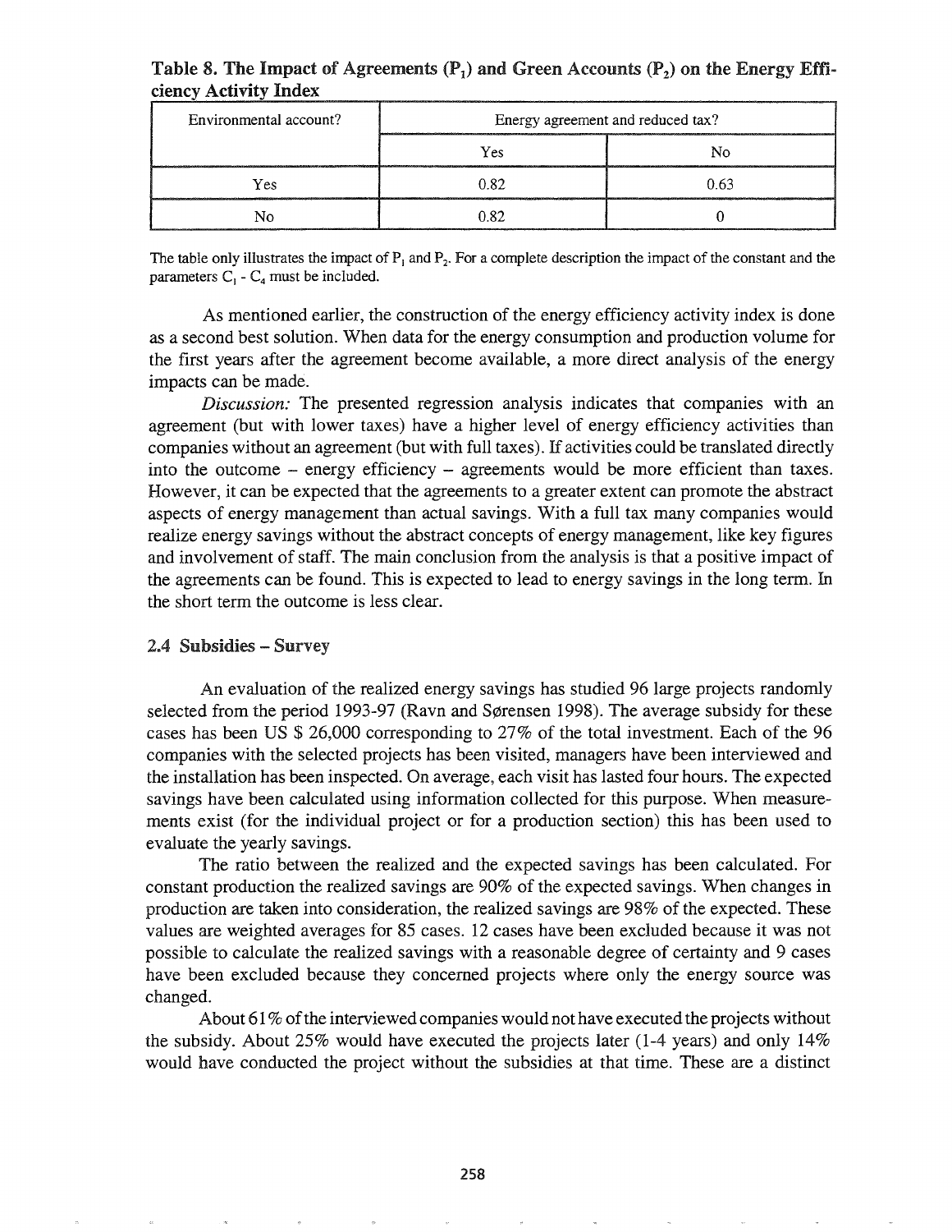**Table 8. The Impact of Agreements ($P_1$) and Green Accounts ($P_2$) on the Energy Efficiency Activity Index**

| Environmental account? | Energy agreement and reduced tax? | |
|---|---|---|
| | Yes | No |
| Yes | 0.82 | 0.63 |
| No | 0.82 | 0 |

The table only illustrates the impact of $P_1$ and $P_2$. For a complete description the impact of the constant and the parameters $C_1$ - $C_4$ must be included.

As mentioned earlier, the construction of the energy efficiency activity index is done as a second best solution. When data for the energy consumption and production volume for the first years after the agreement become available, a more direct analysis of the energy impacts can be made.

*Discussion:* The presented regression analysis indicates that companies with an agreement (but with lower taxes) have a higher level of energy efficiency activities than companies without an agreement (but with full taxes). If activities could be translated directly into the outcome – energy efficiency – agreements would be more efficient than taxes. However, it can be expected that the agreements to a greater extent can promote the abstract aspects of energy management than actual savings. With a full tax many companies would realize energy savings without the abstract concepts of energy management, like key figures and involvement of staff. The main conclusion from the analysis is that a positive impact of the agreements can be found. This is expected to lead to energy savings in the long term. In the short term the outcome is less clear.

### 2.4 Subsidies – Survey

An evaluation of the realized energy savings has studied 96 large projects randomly selected from the period 1993-97 (Ravn and Sørensen 1998). The average subsidy for these cases has been US $ 26,000 corresponding to 27% of the total investment. Each of the 96 companies with the selected projects has been visited, managers have been interviewed and the installation has been inspected. On average, each visit has lasted four hours. The expected savings have been calculated using information collected for this purpose. When measurements exist (for the individual project or for a production section) this has been used to evaluate the yearly savings.

The ratio between the realized and the expected savings has been calculated. For constant production the realized savings are 90% of the expected savings. When changes in production are taken into consideration, the realized savings are 98% of the expected. These values are weighted averages for 85 cases. 12 cases have been excluded because it was not possible to calculate the realized savings with a reasonable degree of certainty and 9 cases have been excluded because they concerned projects where only the energy source was changed.

About 61% of the interviewed companies would not have executed the projects without the subsidy. About 25% would have executed the projects later (1-4 years) and only 14% would have conducted the project without the subsidies at that time. These are a distinct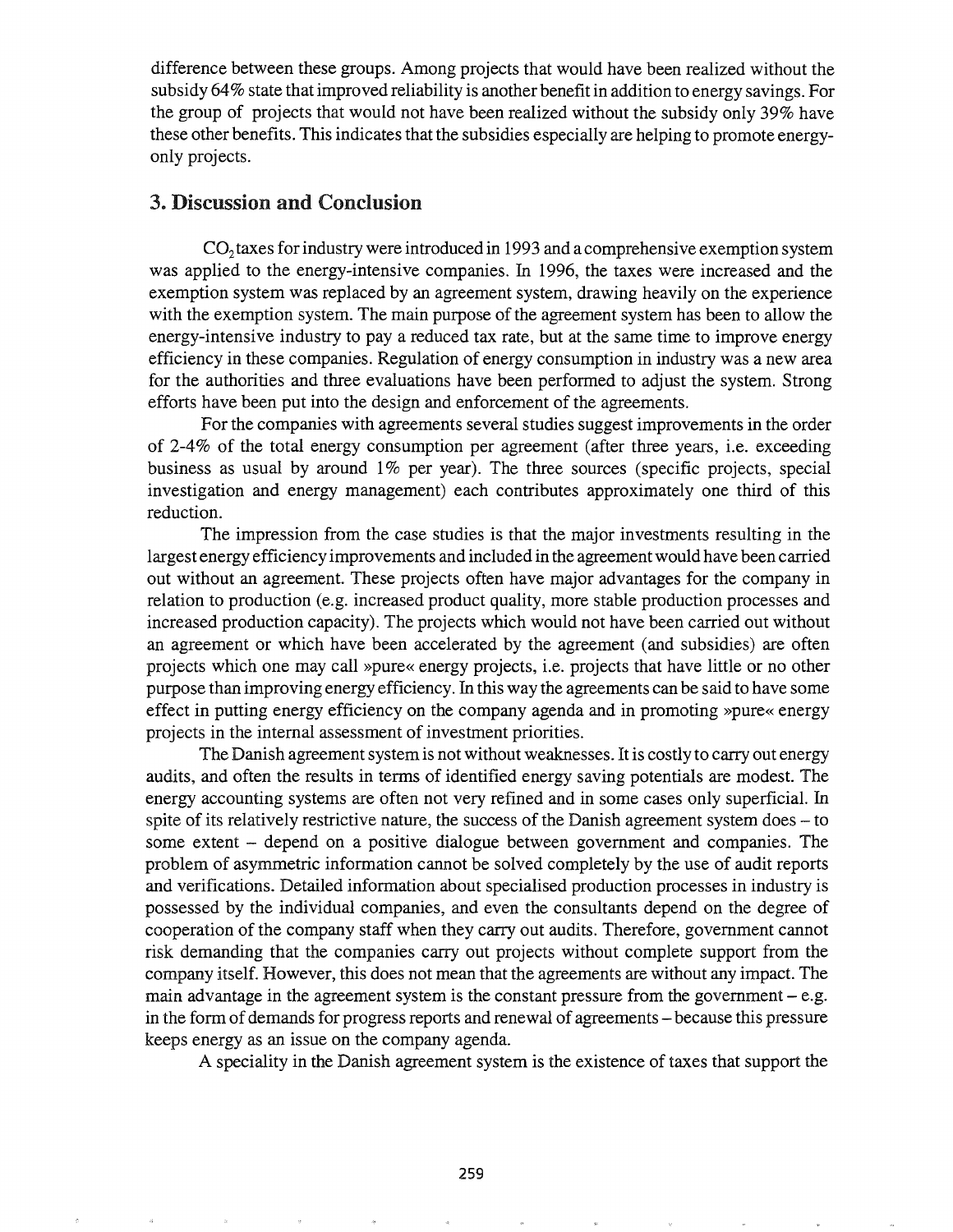difference between these groups. Among projects that would have been realized without the subsidy 64% state that improved reliability is another benefit in addition to energy savings. For the group of projects that would not have been realized without the subsidy only 39% have these other benefits. This indicates that the subsidies especially are helping to promote energy-only projects.

## 3. Discussion and Conclusion

$CO_2$ taxes for industry were introduced in 1993 and a comprehensive exemption system was applied to the energy-intensive companies. In 1996, the taxes were increased and the exemption system was replaced by an agreement system, drawing heavily on the experience with the exemption system. The main purpose of the agreement system has been to allow the energy-intensive industry to pay a reduced tax rate, but at the same time to improve energy efficiency in these companies. Regulation of energy consumption in industry was a new area for the authorities and three evaluations have been performed to adjust the system. Strong efforts have been put into the design and enforcement of the agreements.

For the companies with agreements several studies suggest improvements in the order of 2-4% of the total energy consumption per agreement (after three years, i.e. exceeding business as usual by around 1% per year). The three sources (specific projects, special investigation and energy management) each contributes approximately one third of this reduction.

The impression from the case studies is that the major investments resulting in the largest energy efficiency improvements and included in the agreement would have been carried out without an agreement. These projects often have major advantages for the company in relation to production (e.g. increased product quality, more stable production processes and increased production capacity). The projects which would not have been carried out without an agreement or which have been accelerated by the agreement (and subsidies) are often projects which one may call »pure« energy projects, i.e. projects that have little or no other purpose than improving energy efficiency. In this way the agreements can be said to have some effect in putting energy efficiency on the company agenda and in promoting »pure« energy projects in the internal assessment of investment priorities.

The Danish agreement system is not without weaknesses. It is costly to carry out energy audits, and often the results in terms of identified energy saving potentials are modest. The energy accounting systems are often not very refined and in some cases only superficial. In spite of its relatively restrictive nature, the success of the Danish agreement system does – to some extent – depend on a positive dialogue between government and companies. The problem of asymmetric information cannot be solved completely by the use of audit reports and verifications. Detailed information about specialised production processes in industry is possessed by the individual companies, and even the consultants depend on the degree of cooperation of the company staff when they carry out audits. Therefore, government cannot risk demanding that the companies carry out projects without complete support from the company itself. However, this does not mean that the agreements are without any impact. The main advantage in the agreement system is the constant pressure from the government – e.g. in the form of demands for progress reports and renewal of agreements – because this pressure keeps energy as an issue on the company agenda.

A speciality in the Danish agreement system is the existence of taxes that support the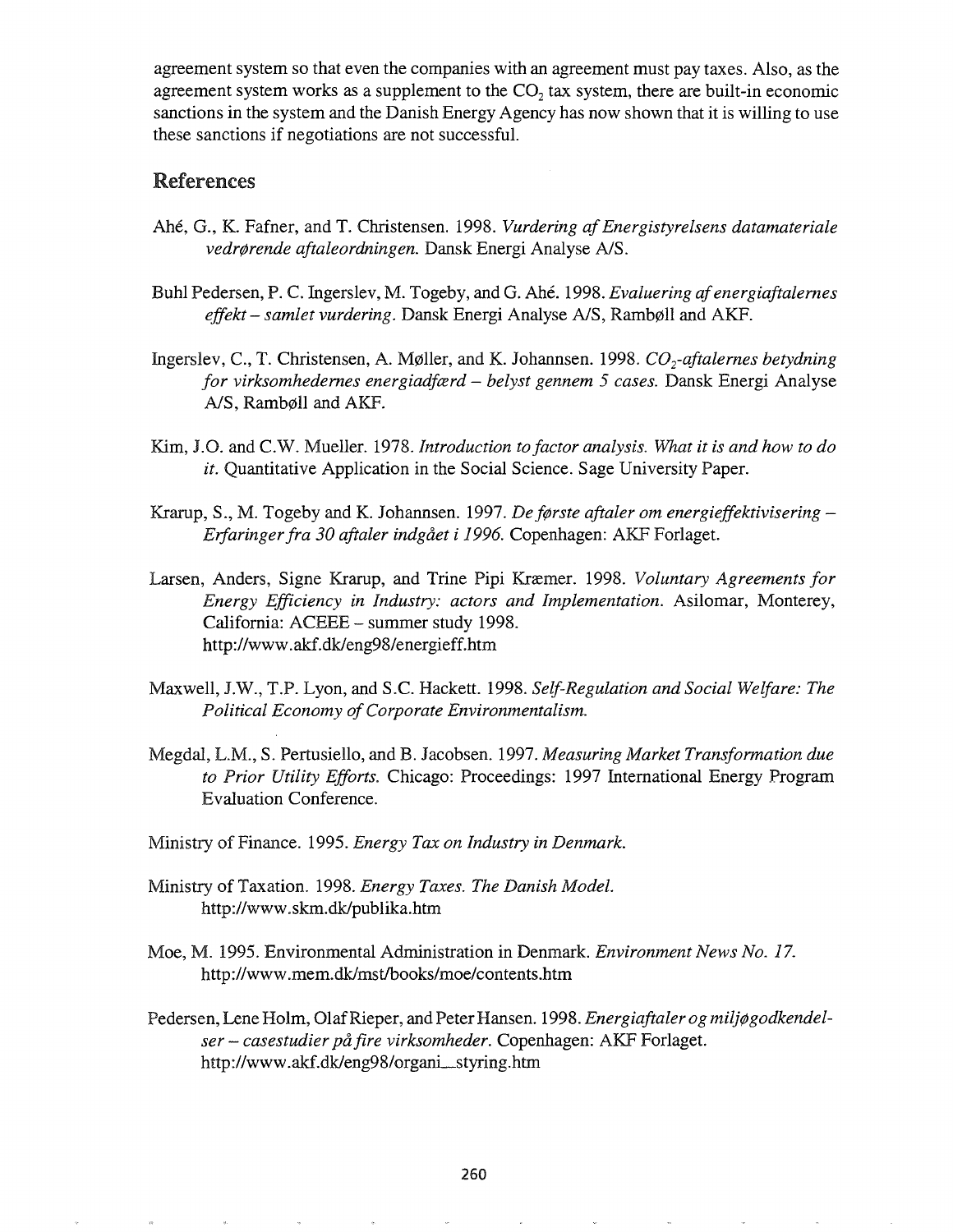agreement system so that even the companies with an agreement must pay taxes. Also, as the agreement system works as a supplement to the $CO_2$ tax system, there are built-in economic sanctions in the system and the Danish Energy Agency has now shown that it is willing to use these sanctions if negotiations are not successful.

## References

Ahé, G., K. Fafner, and T. Christensen. 1998. *Vurdering af Energistyrelsens datamateriale vedrørende aftaleordningen.* Dansk Energi Analyse A/S.

Buhl Pedersen, P. C. Ingerslev, M. Togeby, and G. Ahé. 1998. *Evaluering af energiaftalernes effekt – samlet vurdering.* Dansk Energi Analyse A/S, Rambøll and AKF.

Ingerslev, C., T. Christensen, A. Møller, and K. Johannsen. 1998. *$CO_2$-aftalernes betydning for virksomhedernes energiadfærd – belyst gennem 5 cases.* Dansk Energi Analyse A/S, Rambøll and AKF.

Kim, J.O. and C.W. Mueller. 1978. *Introduction to factor analysis. What it is and how to do it.* Quantitative Application in the Social Science. Sage University Paper.

Krarup, S., M. Togeby and K. Johannsen. 1997. *De første aftaler om energieffektivisering – Erfaringer fra 30 aftaler indgået i 1996.* Copenhagen: AKF Forlaget.

Larsen, Anders, Signe Krarup, and Trine Pipi Kræmer. 1998. *Voluntary Agreements for Energy Efficiency in Industry: actors and Implementation.* Asilomar, Monterey, California: ACEEE – summer study 1998. http://www.akf.dk/eng98/energieff.htm

Maxwell, J.W., T.P. Lyon, and S.C. Hackett. 1998. *Self-Regulation and Social Welfare: The Political Economy of Corporate Environmentalism.*

Megdal, L.M., S. Pertusiello, and B. Jacobsen. 1997. *Measuring Market Transformation due to Prior Utility Efforts.* Chicago: Proceedings: 1997 International Energy Program Evaluation Conference.

Ministry of Finance. 1995. *Energy Tax on Industry in Denmark.*

Ministry of Taxation. 1998. *Energy Taxes. The Danish Model.* http://www.skm.dk/publika.htm

Moe, M. 1995. Environmental Administration in Denmark. *Environment News No. 17.* http://www.mem.dk/mst/books/moe/contents.htm

Pedersen, Lene Holm, Olaf Rieper, and Peter Hansen. 1998. *Energiaftaler og miljøgodkendelser – casestudier på fire virksomheder.* Copenhagen: AKF Forlaget. http://www.akf.dk/eng98/organi_styring.htm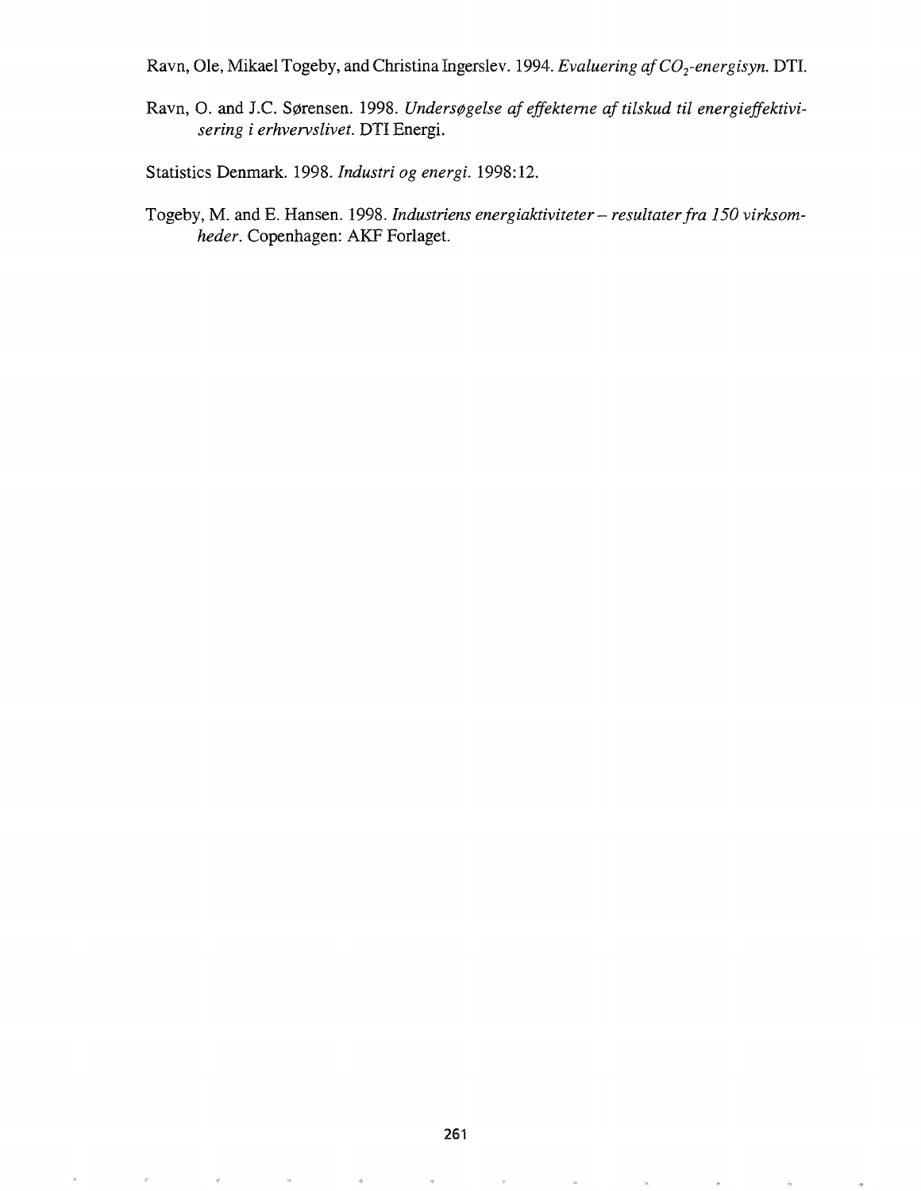Ravn, Ole, Mikael Togeby, and Christina Ingerslev. 1994. *Evaluering af $CO_2$-energisyn*. DTI.

Ravn, O. and J.C. Sørensen. 1998. *Undersøgelse af effekterne af tilskud til energieffektivisering i erhvervslivet*. DTI Energi.

Statistics Denmark. 1998. *Industri og energi*. 1998:12.

Togeby, M. and E. Hansen. 1998. *Industriens energiaktiviteter – resultater fra 150 virksomheder*. Copenhagen: AKF Forlaget.